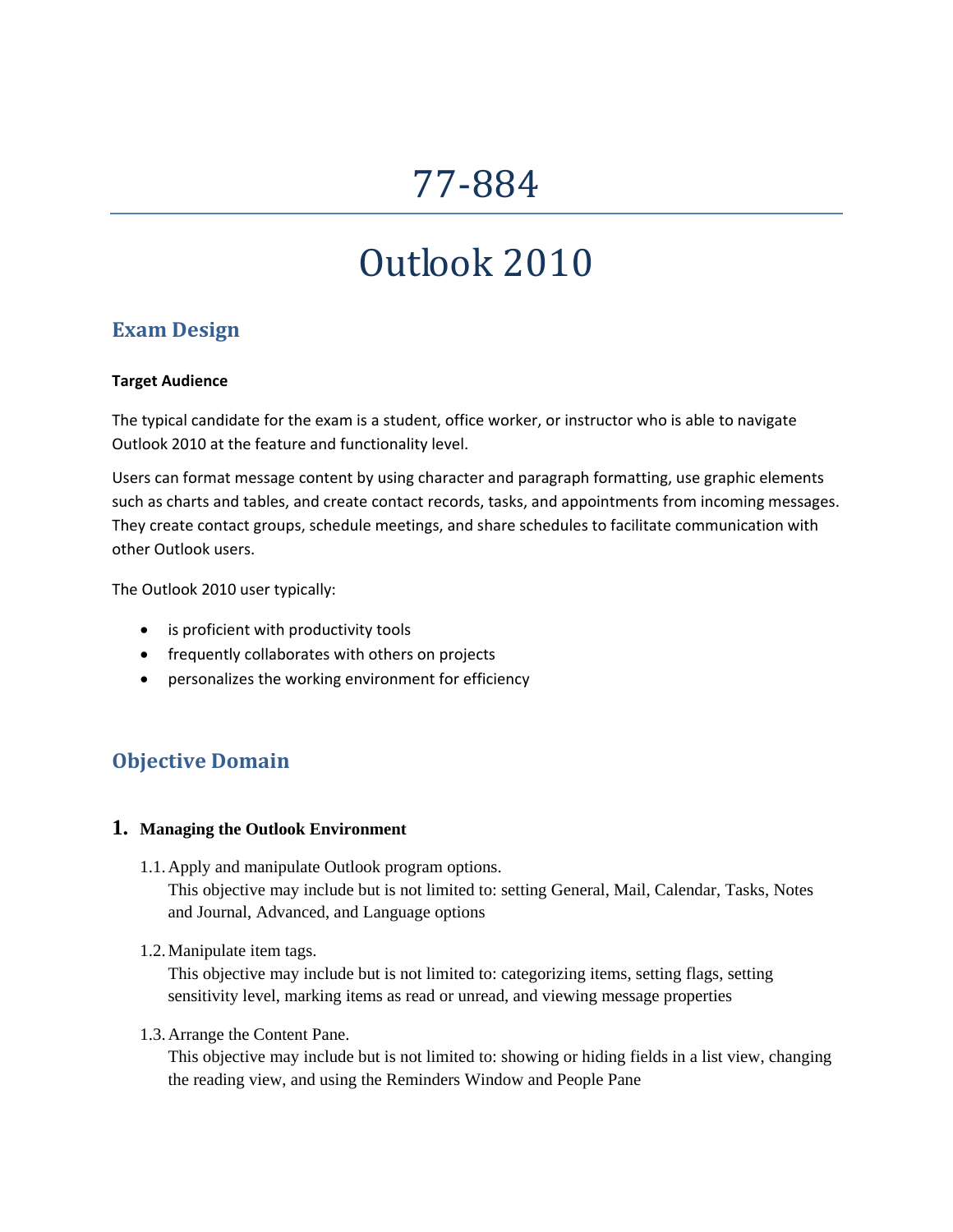# 77-884

# Outlook 2010

## Exam Design

**Target Audience**

The typical candidate for the exam is a student, office worker, or instructor who is able to navigate Outlook 2010 at the feature and functionality level.

Users can format message content by using character and paragraph formatting, use graphic elements such as charts and tables, and create contact records, tasks, and appointments from incoming messages. They create contact groups, schedule meetings, and share schedules to facilitate communication with other Outlook users.

The Outlook 2010 user typically:

- is proficient with productivity tools
- frequently collaborates with others on projects
- personalizes the working environment for efficiency

## Objective Domain

### 1. Managing the Outlook Environment

1.1. Apply and manipulate Outlook program options.
This objective may include but is not limited to: setting General, Mail, Calendar, Tasks, Notes and Journal, Advanced, and Language options

1.2. Manipulate item tags.
This objective may include but is not limited to: categorizing items, setting flags, setting sensitivity level, marking items as read or unread, and viewing message properties

1.3. Arrange the Content Pane.
This objective may include but is not limited to: showing or hiding fields in a list view, changing the reading view, and using the Reminders Window and People Pane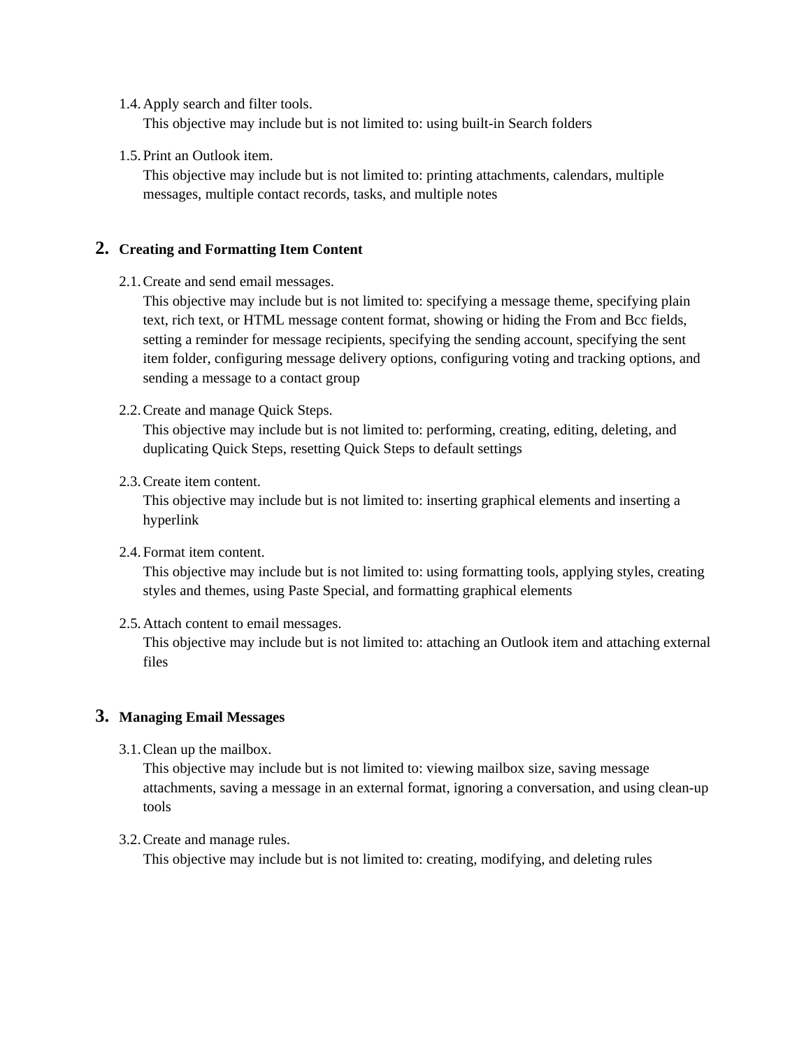1.4. Apply search and filter tools.
  This objective may include but is not limited to: using built-in Search folders

1.5. Print an Outlook item.
  This objective may include but is not limited to: printing attachments, calendars, multiple messages, multiple contact records, tasks, and multiple notes

## 2. Creating and Formatting Item Content

2.1. Create and send email messages.
  This objective may include but is not limited to: specifying a message theme, specifying plain text, rich text, or HTML message content format, showing or hiding the From and Bcc fields, setting a reminder for message recipients, specifying the sending account, specifying the sent item folder, configuring message delivery options, configuring voting and tracking options, and sending a message to a contact group

2.2. Create and manage Quick Steps.
  This objective may include but is not limited to: performing, creating, editing, deleting, and duplicating Quick Steps, resetting Quick Steps to default settings

2.3. Create item content.
  This objective may include but is not limited to: inserting graphical elements and inserting a hyperlink

2.4. Format item content.
  This objective may include but is not limited to: using formatting tools, applying styles, creating styles and themes, using Paste Special, and formatting graphical elements

2.5. Attach content to email messages.
  This objective may include but is not limited to: attaching an Outlook item and attaching external files

## 3. Managing Email Messages

3.1. Clean up the mailbox.
  This objective may include but is not limited to: viewing mailbox size, saving message attachments, saving a message in an external format, ignoring a conversation, and using clean-up tools

3.2. Create and manage rules.
  This objective may include but is not limited to: creating, modifying, and deleting rules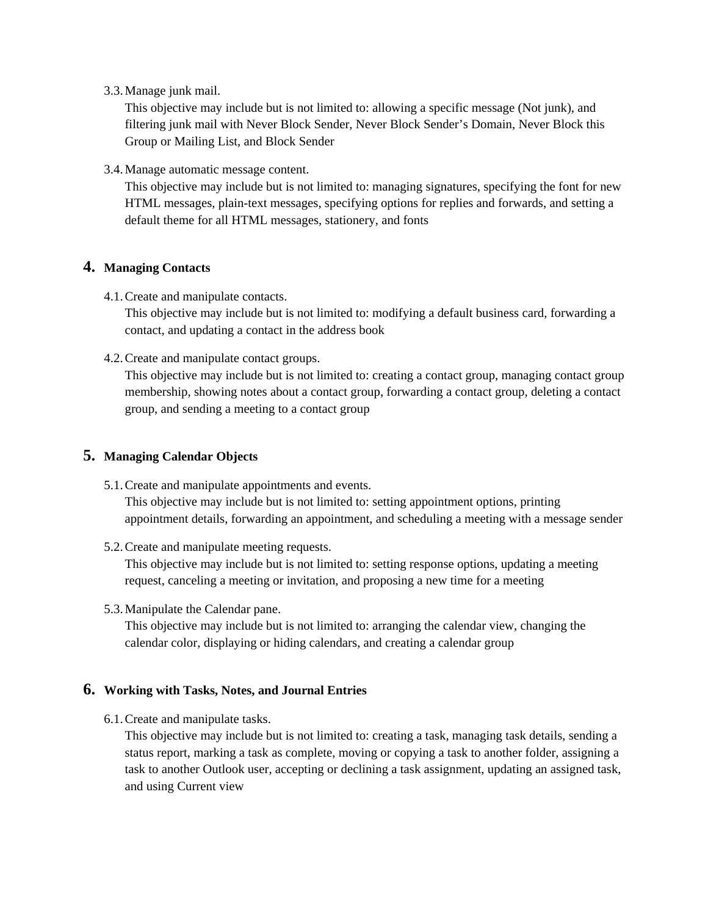3.3. Manage junk mail.
This objective may include but is not limited to: allowing a specific message (Not junk), and filtering junk mail with Never Block Sender, Never Block Sender's Domain, Never Block this Group or Mailing List, and Block Sender

3.4. Manage automatic message content.
This objective may include but is not limited to: managing signatures, specifying the font for new HTML messages, plain-text messages, specifying options for replies and forwards, and setting a default theme for all HTML messages, stationery, and fonts

## 4. Managing Contacts

4.1. Create and manipulate contacts.
This objective may include but is not limited to: modifying a default business card, forwarding a contact, and updating a contact in the address book

4.2. Create and manipulate contact groups.
This objective may include but is not limited to: creating a contact group, managing contact group membership, showing notes about a contact group, forwarding a contact group, deleting a contact group, and sending a meeting to a contact group

## 5. Managing Calendar Objects

5.1. Create and manipulate appointments and events.
This objective may include but is not limited to: setting appointment options, printing appointment details, forwarding an appointment, and scheduling a meeting with a message sender

5.2. Create and manipulate meeting requests.
This objective may include but is not limited to: setting response options, updating a meeting request, canceling a meeting or invitation, and proposing a new time for a meeting

5.3. Manipulate the Calendar pane.
This objective may include but is not limited to: arranging the calendar view, changing the calendar color, displaying or hiding calendars, and creating a calendar group

## 6. Working with Tasks, Notes, and Journal Entries

6.1. Create and manipulate tasks.
This objective may include but is not limited to: creating a task, managing task details, sending a status report, marking a task as complete, moving or copying a task to another folder, assigning a task to another Outlook user, accepting or declining a task assignment, updating an assigned task, and using Current view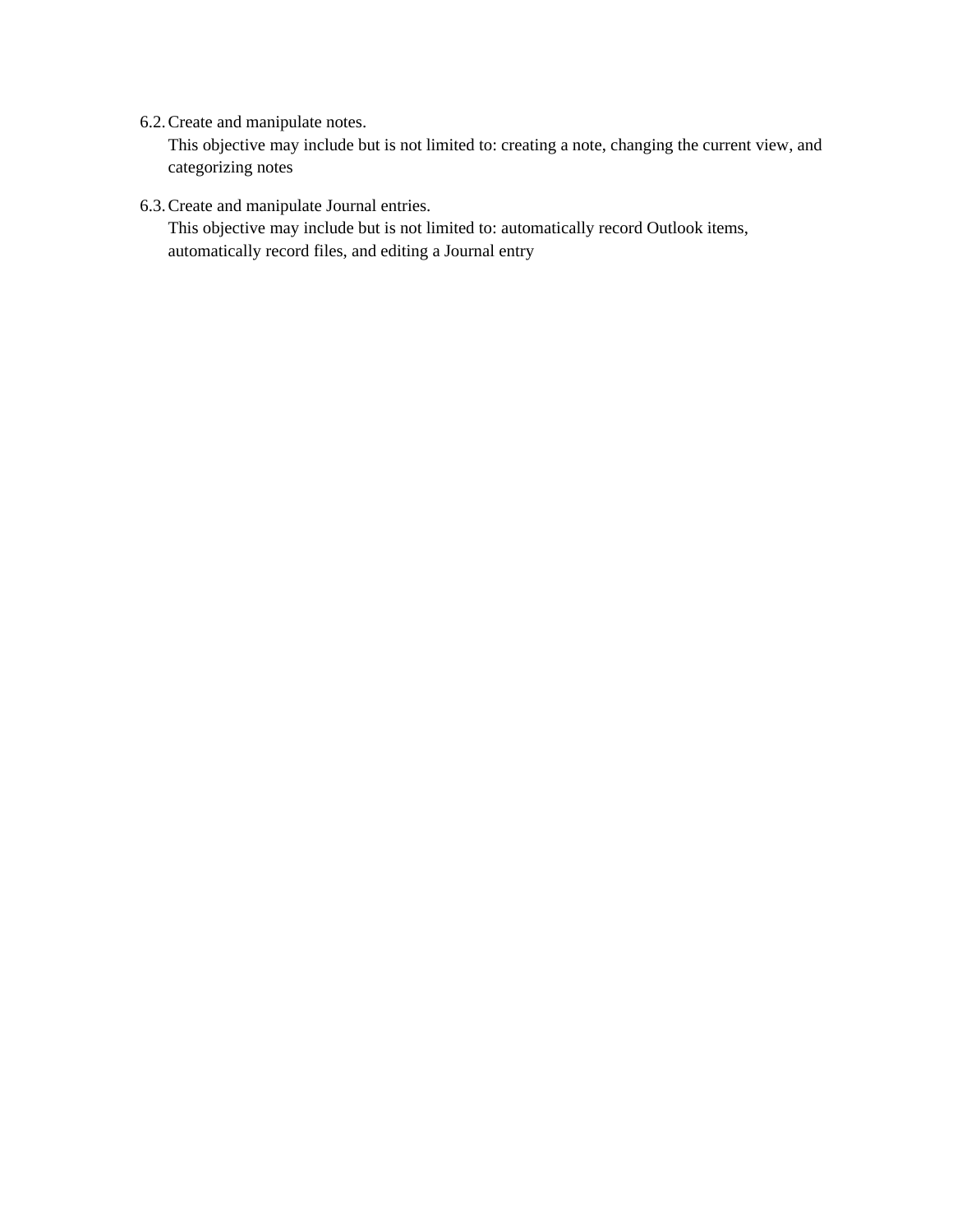6.2. Create and manipulate notes.
   This objective may include but is not limited to: creating a note, changing the current view, and categorizing notes

6.3. Create and manipulate Journal entries.
   This objective may include but is not limited to: automatically record Outlook items, automatically record files, and editing a Journal entry